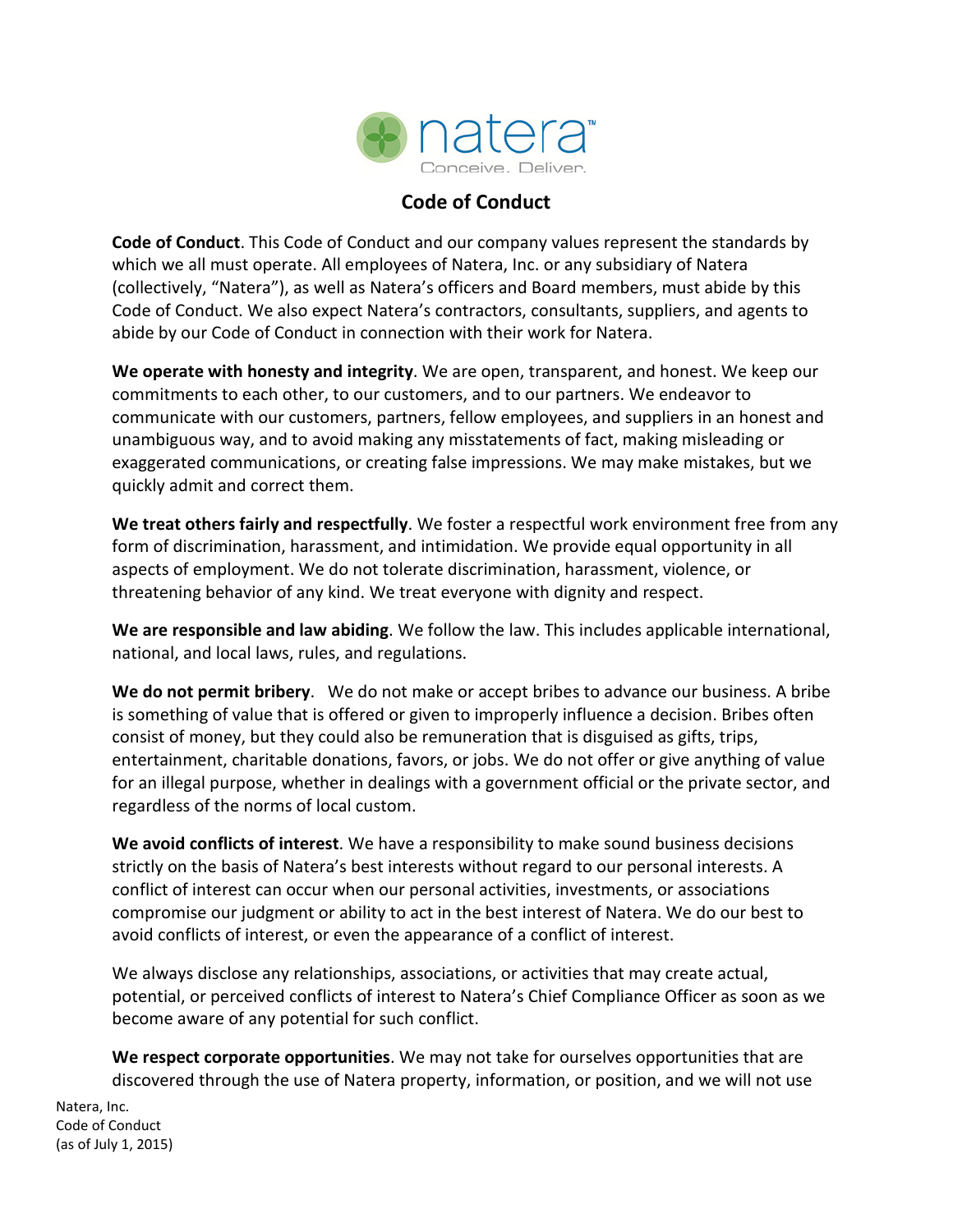# Code of Conduct

**Code of Conduct**. This Code of Conduct and our company values represent the standards by which we all must operate. All employees of Natera, Inc. or any subsidiary of Natera (collectively, "Natera"), as well as Natera's officers and Board members, must abide by this Code of Conduct. We also expect Natera's contractors, consultants, suppliers, and agents to abide by our Code of Conduct in connection with their work for Natera.

**We operate with honesty and integrity**. We are open, transparent, and honest. We keep our commitments to each other, to our customers, and to our partners. We endeavor to communicate with our customers, partners, fellow employees, and suppliers in an honest and unambiguous way, and to avoid making any misstatements of fact, making misleading or exaggerated communications, or creating false impressions. We may make mistakes, but we quickly admit and correct them.

**We treat others fairly and respectfully**. We foster a respectful work environment free from any form of discrimination, harassment, and intimidation. We provide equal opportunity in all aspects of employment. We do not tolerate discrimination, harassment, violence, or threatening behavior of any kind. We treat everyone with dignity and respect.

**We are responsible and law abiding**. We follow the law. This includes applicable international, national, and local laws, rules, and regulations.

**We do not permit bribery**. We do not make or accept bribes to advance our business. A bribe is something of value that is offered or given to improperly influence a decision. Bribes often consist of money, but they could also be remuneration that is disguised as gifts, trips, entertainment, charitable donations, favors, or jobs. We do not offer or give anything of value for an illegal purpose, whether in dealings with a government official or the private sector, and regardless of the norms of local custom.

**We avoid conflicts of interest**. We have a responsibility to make sound business decisions strictly on the basis of Natera's best interests without regard to our personal interests. A conflict of interest can occur when our personal activities, investments, or associations compromise our judgment or ability to act in the best interest of Natera. We do our best to avoid conflicts of interest, or even the appearance of a conflict of interest.

We always disclose any relationships, associations, or activities that may create actual, potential, or perceived conflicts of interest to Natera's Chief Compliance Officer as soon as we become aware of any potential for such conflict.

**We respect corporate opportunities**. We may not take for ourselves opportunities that are discovered through the use of Natera property, information, or position, and we will not use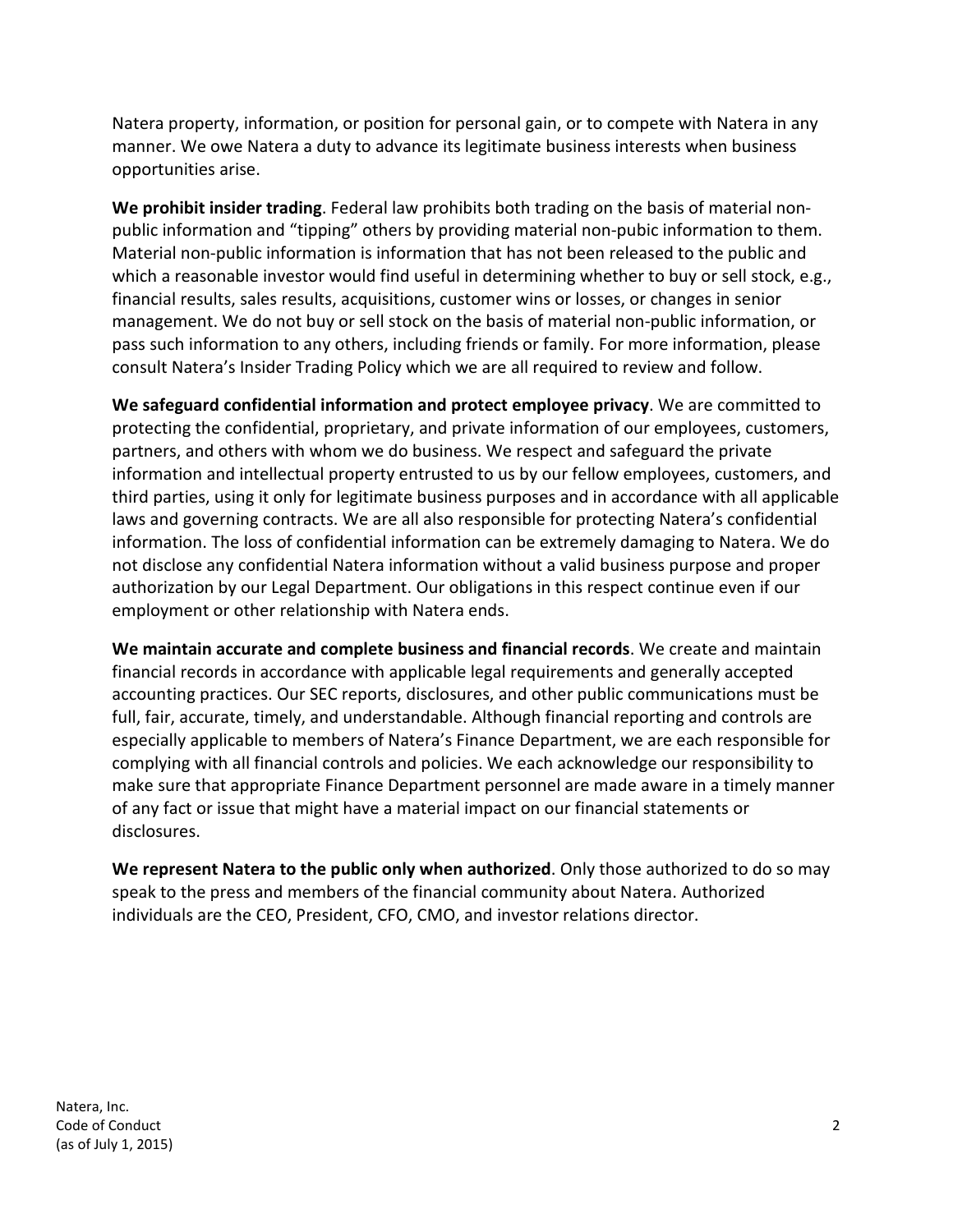Natera property, information, or position for personal gain, or to compete with Natera in any manner. We owe Natera a duty to advance its legitimate business interests when business opportunities arise.

**We prohibit insider trading**. Federal law prohibits both trading on the basis of material non-public information and "tipping" others by providing material non-pubic information to them. Material non-public information is information that has not been released to the public and which a reasonable investor would find useful in determining whether to buy or sell stock, e.g., financial results, sales results, acquisitions, customer wins or losses, or changes in senior management. We do not buy or sell stock on the basis of material non-public information, or pass such information to any others, including friends or family. For more information, please consult Natera's Insider Trading Policy which we are all required to review and follow.

**We safeguard confidential information and protect employee privacy**. We are committed to protecting the confidential, proprietary, and private information of our employees, customers, partners, and others with whom we do business. We respect and safeguard the private information and intellectual property entrusted to us by our fellow employees, customers, and third parties, using it only for legitimate business purposes and in accordance with all applicable laws and governing contracts. We are all also responsible for protecting Natera's confidential information. The loss of confidential information can be extremely damaging to Natera. We do not disclose any confidential Natera information without a valid business purpose and proper authorization by our Legal Department. Our obligations in this respect continue even if our employment or other relationship with Natera ends.

**We maintain accurate and complete business and financial records**. We create and maintain financial records in accordance with applicable legal requirements and generally accepted accounting practices. Our SEC reports, disclosures, and other public communications must be full, fair, accurate, timely, and understandable. Although financial reporting and controls are especially applicable to members of Natera's Finance Department, we are each responsible for complying with all financial controls and policies. We each acknowledge our responsibility to make sure that appropriate Finance Department personnel are made aware in a timely manner of any fact or issue that might have a material impact on our financial statements or disclosures.

**We represent Natera to the public only when authorized**. Only those authorized to do so may speak to the press and members of the financial community about Natera. Authorized individuals are the CEO, President, CFO, CMO, and investor relations director.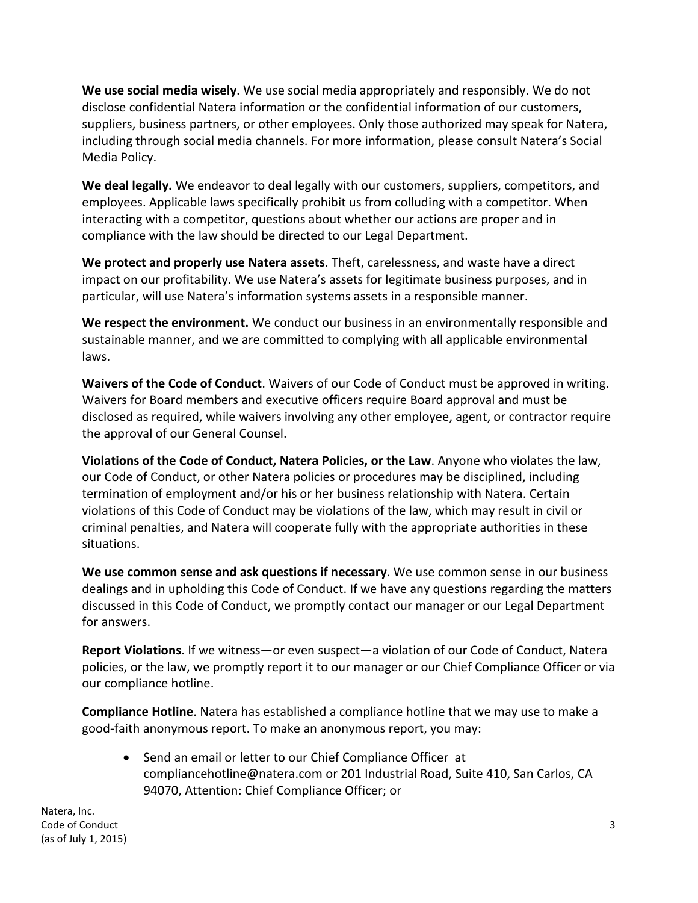**We use social media wisely**. We use social media appropriately and responsibly. We do not disclose confidential Natera information or the confidential information of our customers, suppliers, business partners, or other employees. Only those authorized may speak for Natera, including through social media channels. For more information, please consult Natera's Social Media Policy.

**We deal legally.** We endeavor to deal legally with our customers, suppliers, competitors, and employees. Applicable laws specifically prohibit us from colluding with a competitor. When interacting with a competitor, questions about whether our actions are proper and in compliance with the law should be directed to our Legal Department.

**We protect and properly use Natera assets**. Theft, carelessness, and waste have a direct impact on our profitability. We use Natera's assets for legitimate business purposes, and in particular, will use Natera's information systems assets in a responsible manner.

**We respect the environment.** We conduct our business in an environmentally responsible and sustainable manner, and we are committed to complying with all applicable environmental laws.

**Waivers of the Code of Conduct**. Waivers of our Code of Conduct must be approved in writing. Waivers for Board members and executive officers require Board approval and must be disclosed as required, while waivers involving any other employee, agent, or contractor require the approval of our General Counsel.

**Violations of the Code of Conduct, Natera Policies, or the Law**. Anyone who violates the law, our Code of Conduct, or other Natera policies or procedures may be disciplined, including termination of employment and/or his or her business relationship with Natera. Certain violations of this Code of Conduct may be violations of the law, which may result in civil or criminal penalties, and Natera will cooperate fully with the appropriate authorities in these situations.

**We use common sense and ask questions if necessary**. We use common sense in our business dealings and in upholding this Code of Conduct. If we have any questions regarding the matters discussed in this Code of Conduct, we promptly contact our manager or our Legal Department for answers.

**Report Violations**. If we witness—or even suspect—a violation of our Code of Conduct, Natera policies, or the law, we promptly report it to our manager or our Chief Compliance Officer or via our compliance hotline.

**Compliance Hotline**. Natera has established a compliance hotline that we may use to make a good-faith anonymous report. To make an anonymous report, you may:

- Send an email or letter to our Chief Compliance Officer at compliancehotline@natera.com or 201 Industrial Road, Suite 410, San Carlos, CA 94070, Attention: Chief Compliance Officer; or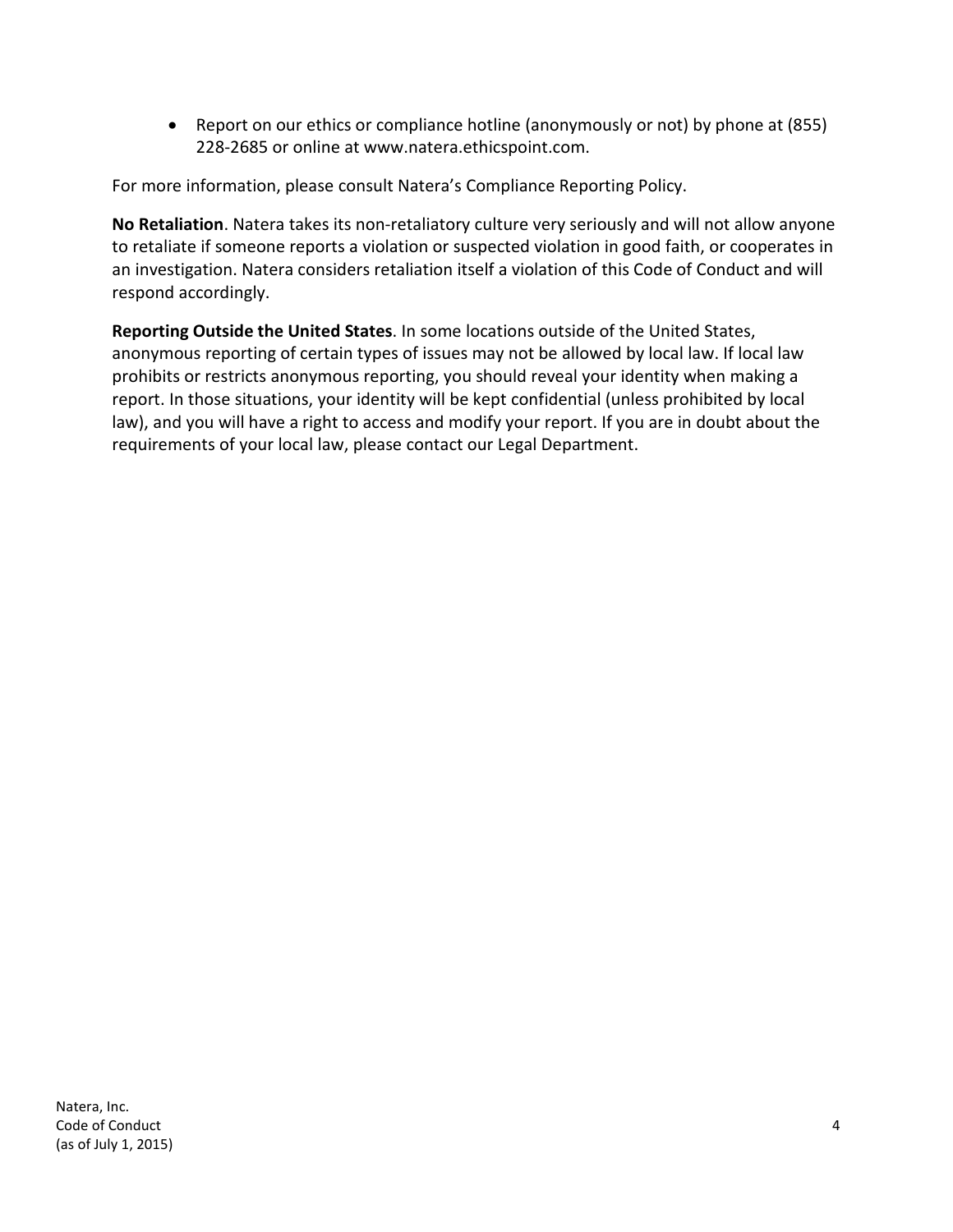- Report on our ethics or compliance hotline (anonymously or not) by phone at (855) 228-2685 or online at www.natera.ethicspoint.com.

For more information, please consult Natera's Compliance Reporting Policy.

**No Retaliation**. Natera takes its non-retaliatory culture very seriously and will not allow anyone to retaliate if someone reports a violation or suspected violation in good faith, or cooperates in an investigation. Natera considers retaliation itself a violation of this Code of Conduct and will respond accordingly.

**Reporting Outside the United States**. In some locations outside of the United States, anonymous reporting of certain types of issues may not be allowed by local law. If local law prohibits or restricts anonymous reporting, you should reveal your identity when making a report. In those situations, your identity will be kept confidential (unless prohibited by local law), and you will have a right to access and modify your report. If you are in doubt about the requirements of your local law, please contact our Legal Department.